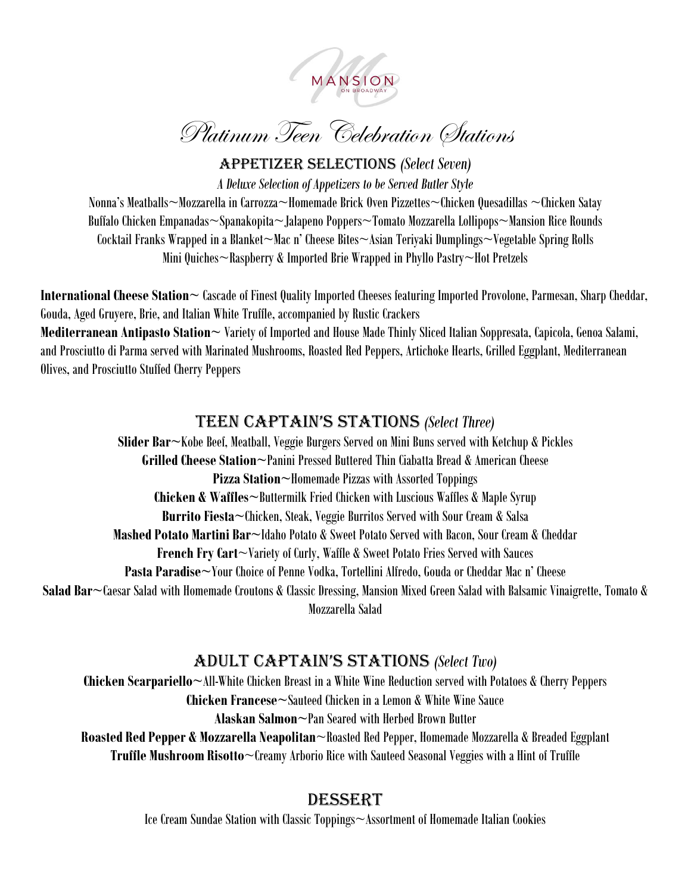MANSION
ON BROADWAY

# Platinum Teen Celebration Stations

## Appetizer Selections *(Select Seven)*

*A Deluxe Selection of Appetizers to be Served Butler Style*

Nonna's Meatballs~Mozzarella in Carrozza~Homemade Brick Oven Pizzettes~Chicken Quesadillas ~Chicken Satay
Buffalo Chicken Empanadas~Spanakopita~Jalapeno Poppers~Tomato Mozzarella Lollipops~Mansion Rice Rounds
Cocktail Franks Wrapped in a Blanket~Mac n' Cheese Bites~Asian Teriyaki Dumplings~Vegetable Spring Rolls
Mini Quiches~Raspberry & Imported Brie Wrapped in Phyllo Pastry~Hot Pretzels

**International Cheese Station~** Cascade of Finest Quality Imported Cheeses featuring Imported Provolone, Parmesan, Sharp Cheddar, Gouda, Aged Gruyere, Brie, and Italian White Truffle, accompanied by Rustic Crackers
**Mediterranean Antipasto Station~** Variety of Imported and House Made Thinly Sliced Italian Soppresata, Capicola, Genoa Salami, and Prosciutto di Parma served with Marinated Mushrooms, Roasted Red Peppers, Artichoke Hearts, Grilled Eggplant, Mediterranean Olives, and Prosciutto Stuffed Cherry Peppers

## Teen Captain's Stations *(Select Three)*

**Slider Bar~**Kobe Beef, Meatball, Veggie Burgers Served on Mini Buns served with Ketchup & Pickles
**Grilled Cheese Station~**Panini Pressed Buttered Thin Ciabatta Bread & American Cheese
**Pizza Station~**Homemade Pizzas with Assorted Toppings
**Chicken & Waffles~**Buttermilk Fried Chicken with Luscious Waffles & Maple Syrup
**Burrito Fiesta~**Chicken, Steak, Veggie Burritos Served with Sour Cream & Salsa
**Mashed Potato Martini Bar~**Idaho Potato & Sweet Potato Served with Bacon, Sour Cream & Cheddar
**French Fry Cart~**Variety of Curly, Waffle & Sweet Potato Fries Served with Sauces
**Pasta Paradise~**Your Choice of Penne Vodka, Tortellini Alfredo, Gouda or Cheddar Mac n' Cheese
**Salad Bar~**Caesar Salad with Homemade Croutons & Classic Dressing, Mansion Mixed Green Salad with Balsamic Vinaigrette, Tomato & Mozzarella Salad

## Adult Captain's Stations *(Select Two)*

**Chicken Scarpariello~**All-White Chicken Breast in a White Wine Reduction served with Potatoes & Cherry Peppers
**Chicken Francese~**Sauteed Chicken in a Lemon & White Wine Sauce
**Alaskan Salmon~**Pan Seared with Herbed Brown Butter
**Roasted Red Pepper & Mozzarella Neapolitan~**Roasted Red Pepper, Homemade Mozzarella & Breaded Eggplant
**Truffle Mushroom Risotto~**Creamy Arborio Rice with Sauteed Seasonal Veggies with a Hint of Truffle

## Dessert

Ice Cream Sundae Station with Classic Toppings~Assortment of Homemade Italian Cookies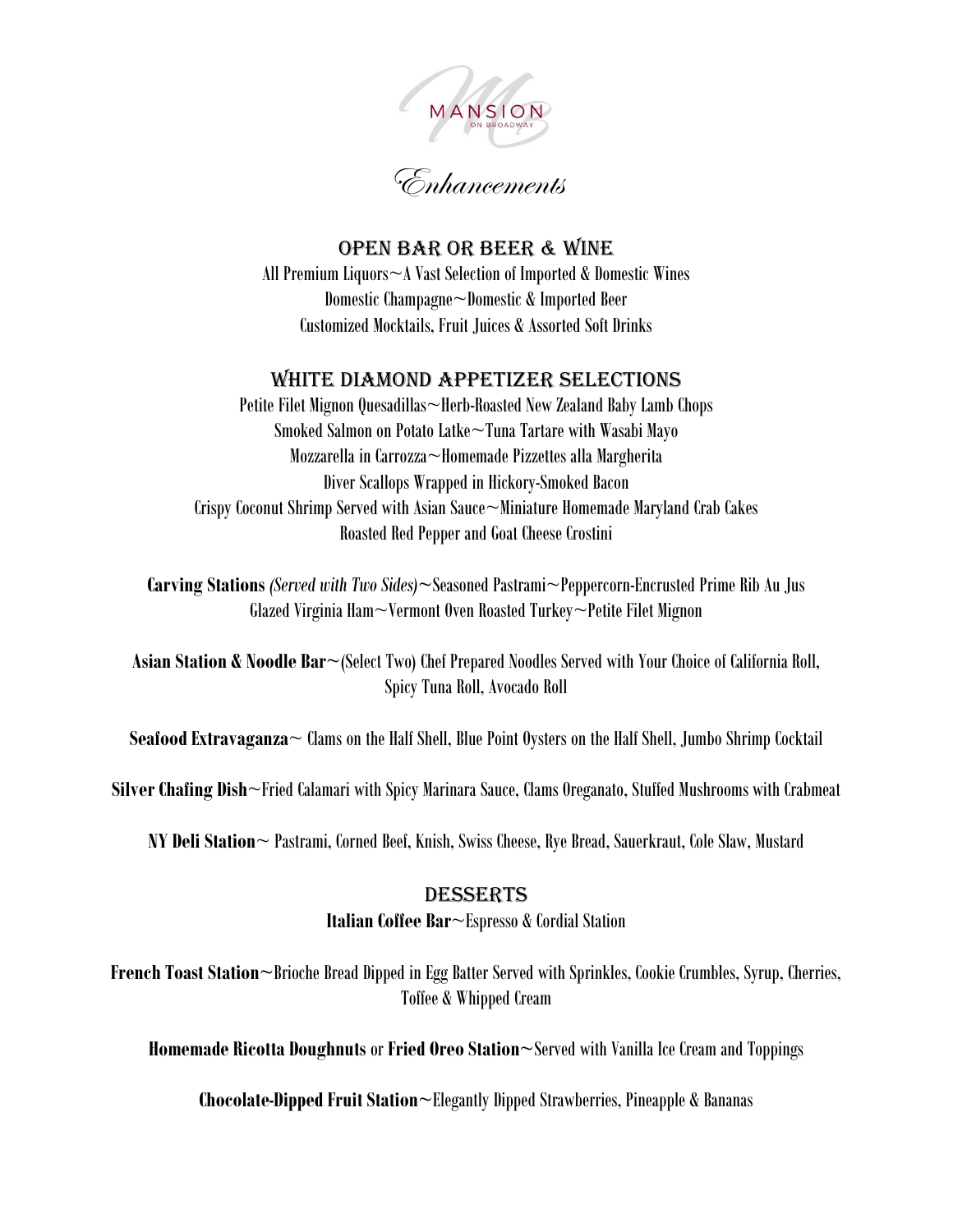MANSION ON BROADWAY

# Enhancements

## OPEN BAR OR BEER & WINE

All Premium Liquors~A Vast Selection of Imported & Domestic Wines
Domestic Champagne~Domestic & Imported Beer
Customized Mocktails, Fruit Juices & Assorted Soft Drinks

## WHITE DIAMOND APPETIZER SELECTIONS

Petite Filet Mignon Quesadillas~Herb-Roasted New Zealand Baby Lamb Chops
Smoked Salmon on Potato Latke~Tuna Tartare with Wasabi Mayo
Mozzarella in Carrozza~Homemade Pizzettes alla Margherita
Diver Scallops Wrapped in Hickory-Smoked Bacon
Crispy Coconut Shrimp Served with Asian Sauce~Miniature Homemade Maryland Crab Cakes
Roasted Red Pepper and Goat Cheese Crostini

**Carving Stations** *(Served with Two Sides)*~Seasoned Pastrami~Peppercorn-Encrusted Prime Rib Au Jus
Glazed Virginia Ham~Vermont Oven Roasted Turkey~Petite Filet Mignon

**Asian Station & Noodle Bar**~(Select Two) Chef Prepared Noodles Served with Your Choice of California Roll, Spicy Tuna Roll, Avocado Roll

**Seafood Extravaganza**~ Clams on the Half Shell, Blue Point Oysters on the Half Shell, Jumbo Shrimp Cocktail

**Silver Chafing Dish**~Fried Calamari with Spicy Marinara Sauce, Clams Oreganato, Stuffed Mushrooms with Crabmeat

**NY Deli Station**~ Pastrami, Corned Beef, Knish, Swiss Cheese, Rye Bread, Sauerkraut, Cole Slaw, Mustard

## DESSERTS

**Italian Coffee Bar**~Espresso & Cordial Station

**French Toast Station**~Brioche Bread Dipped in Egg Batter Served with Sprinkles, Cookie Crumbles, Syrup, Cherries, Toffee & Whipped Cream

**Homemade Ricotta Doughnuts** or **Fried Oreo Station**~Served with Vanilla Ice Cream and Toppings

**Chocolate-Dipped Fruit Station**~Elegantly Dipped Strawberries, Pineapple & Bananas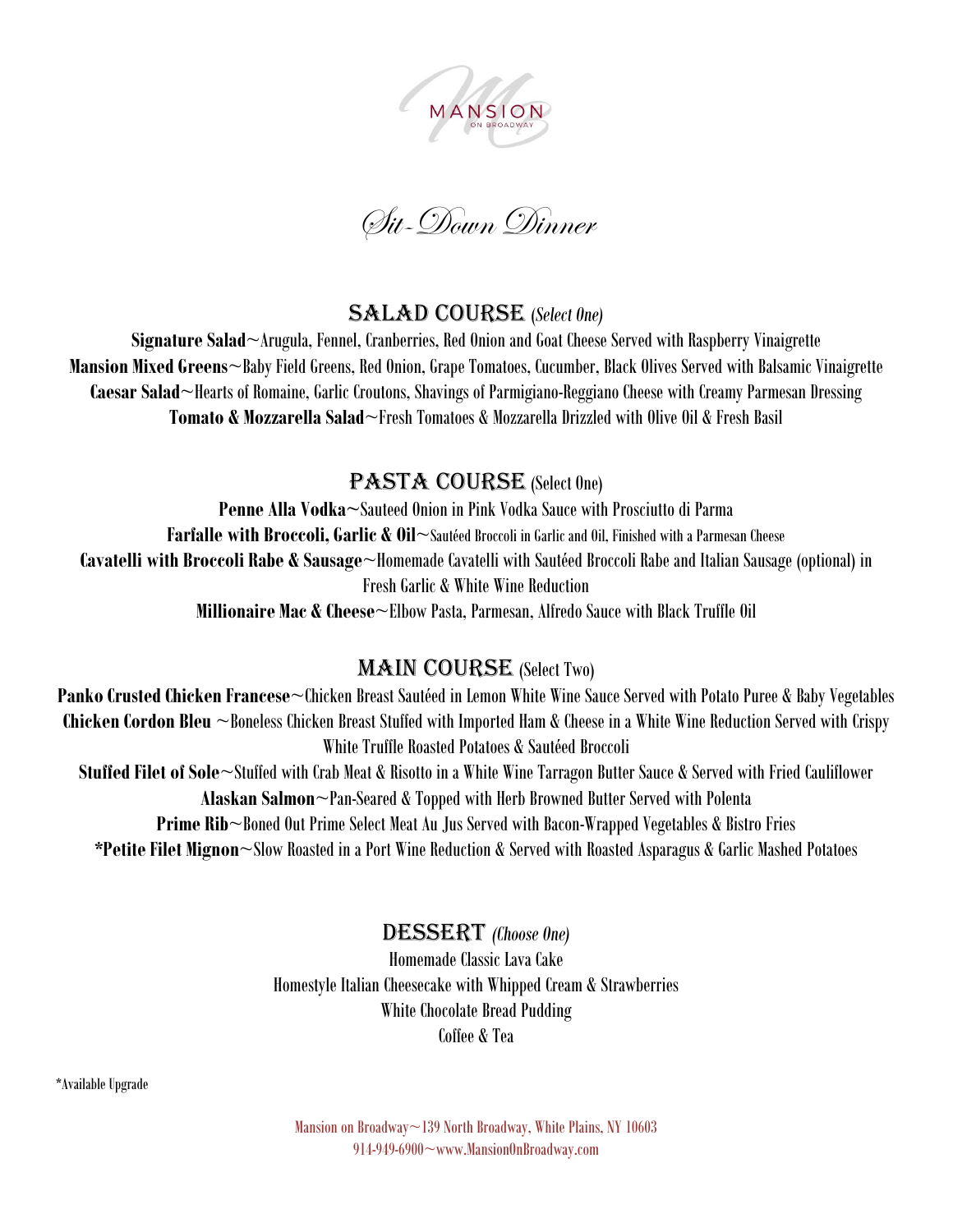MANSION
ON BROADWAY

# *Sit-Down Dinner*

## SALAD COURSE *(Select One)*

**Signature Salad**~Arugula, Fennel, Cranberries, Red Onion and Goat Cheese Served with Raspberry Vinaigrette
**Mansion Mixed Greens**~Baby Field Greens, Red Onion, Grape Tomatoes, Cucumber, Black Olives Served with Balsamic Vinaigrette
**Caesar Salad**~Hearts of Romaine, Garlic Croutons, Shavings of Parmigiano-Reggiano Cheese with Creamy Parmesan Dressing
**Tomato & Mozzarella Salad**~Fresh Tomatoes & Mozzarella Drizzled with Olive Oil & Fresh Basil

## PASTA COURSE (Select One)

**Penne Alla Vodka**~Sauteed Onion in Pink Vodka Sauce with Prosciutto di Parma
**Farfalle with Broccoli, Garlic & Oil**~Sautéed Broccoli in Garlic and Oil, Finished with a Parmesan Cheese
**Cavatelli with Broccoli Rabe & Sausage**~Homemade Cavatelli with Sautéed Broccoli Rabe and Italian Sausage (optional) in Fresh Garlic & White Wine Reduction
**Millionaire Mac & Cheese**~Elbow Pasta, Parmesan, Alfredo Sauce with Black Truffle Oil

## MAIN COURSE (Select Two)

**Panko Crusted Chicken Francese**~Chicken Breast Sautéed in Lemon White Wine Sauce Served with Potato Puree & Baby Vegetables
**Chicken Cordon Bleu** ~Boneless Chicken Breast Stuffed with Imported Ham & Cheese in a White Wine Reduction Served with Crispy White Truffle Roasted Potatoes & Sautéed Broccoli
**Stuffed Filet of Sole**~Stuffed with Crab Meat & Risotto in a White Wine Tarragon Butter Sauce & Served with Fried Cauliflower
**Alaskan Salmon**~Pan-Seared & Topped with Herb Browned Butter Served with Polenta
**Prime Rib**~Boned Out Prime Select Meat Au Jus Served with Bacon-Wrapped Vegetables & Bistro Fries
**\*Petite Filet Mignon**~Slow Roasted in a Port Wine Reduction & Served with Roasted Asparagus & Garlic Mashed Potatoes

## DESSERT *(Choose One)*

Homemade Classic Lava Cake
Homestyle Italian Cheesecake with Whipped Cream & Strawberries
White Chocolate Bread Pudding
Coffee & Tea

*Available Upgrade

Mansion on Broadway~139 North Broadway, White Plains, NY 10603
914-949-6900~www.MansionOnBroadway.com